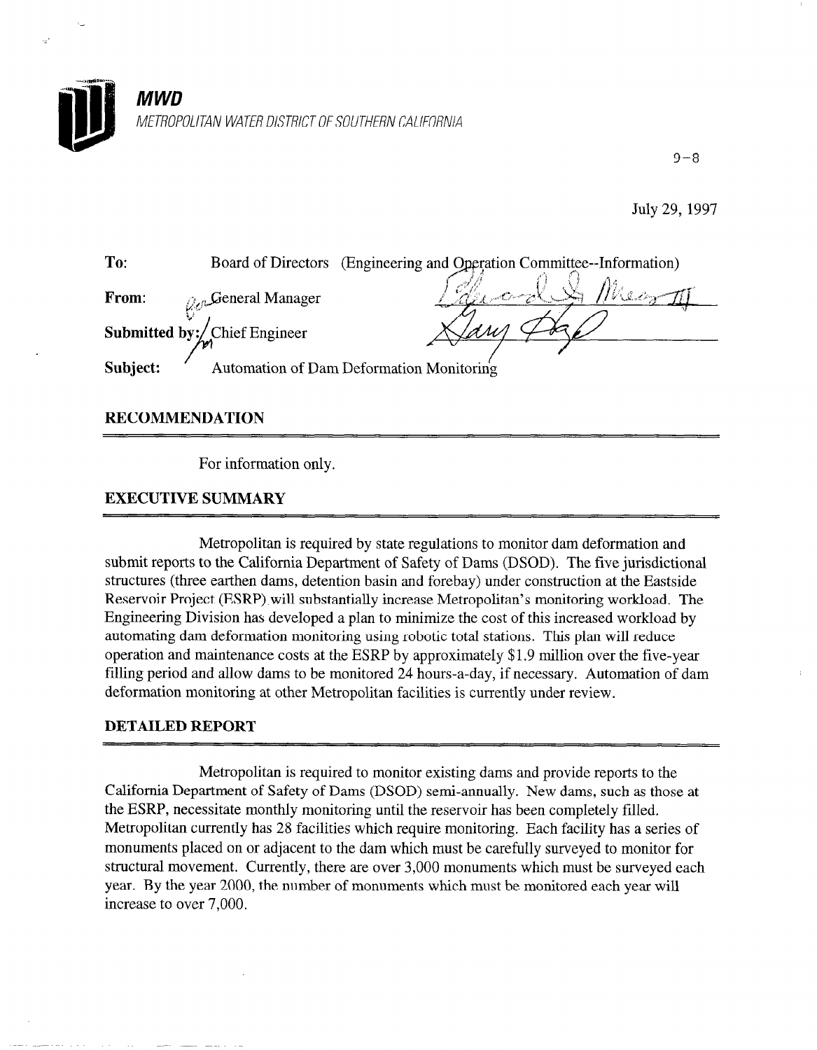**MWD**

*METROPOLITAN WATER DISTRICT OF SOUTHERN CALIFORNIA*

9-8

July 29, 1997

**To:** Board of Directors (Engineering and Operation Committee--Information)

**From:** General Manager

**Submitted by:** Chief Engineer

**Subject:** Automation of Dam Deformation Monitoring

## RECOMMENDATION

For information only.

## EXECUTIVE SUMMARY

Metropolitan is required by state regulations to monitor dam deformation and submit reports to the California Department of Safety of Dams (DSOD). The five jurisdictional structures (three earthen dams, detention basin and forebay) under construction at the Eastside Reservoir Project (ESRP) will substantially increase Metropolitan's monitoring workload. The Engineering Division has developed a plan to minimize the cost of this increased workload by automating dam deformation monitoring using robotic total stations. This plan will reduce operation and maintenance costs at the ESRP by approximately $1.9 million over the five-year filling period and allow dams to be monitored 24 hours-a-day, if necessary. Automation of dam deformation monitoring at other Metropolitan facilities is currently under review.

## DETAILED REPORT

Metropolitan is required to monitor existing dams and provide reports to the California Department of Safety of Dams (DSOD) semi-annually. New dams, such as those at the ESRP, necessitate monthly monitoring until the reservoir has been completely filled. Metropolitan currently has 28 facilities which require monitoring. Each facility has a series of monuments placed on or adjacent to the dam which must be carefully surveyed to monitor for structural movement. Currently, there are over 3,000 monuments which must be surveyed each year. By the year 2000, the number of monuments which must be monitored each year will increase to over 7,000.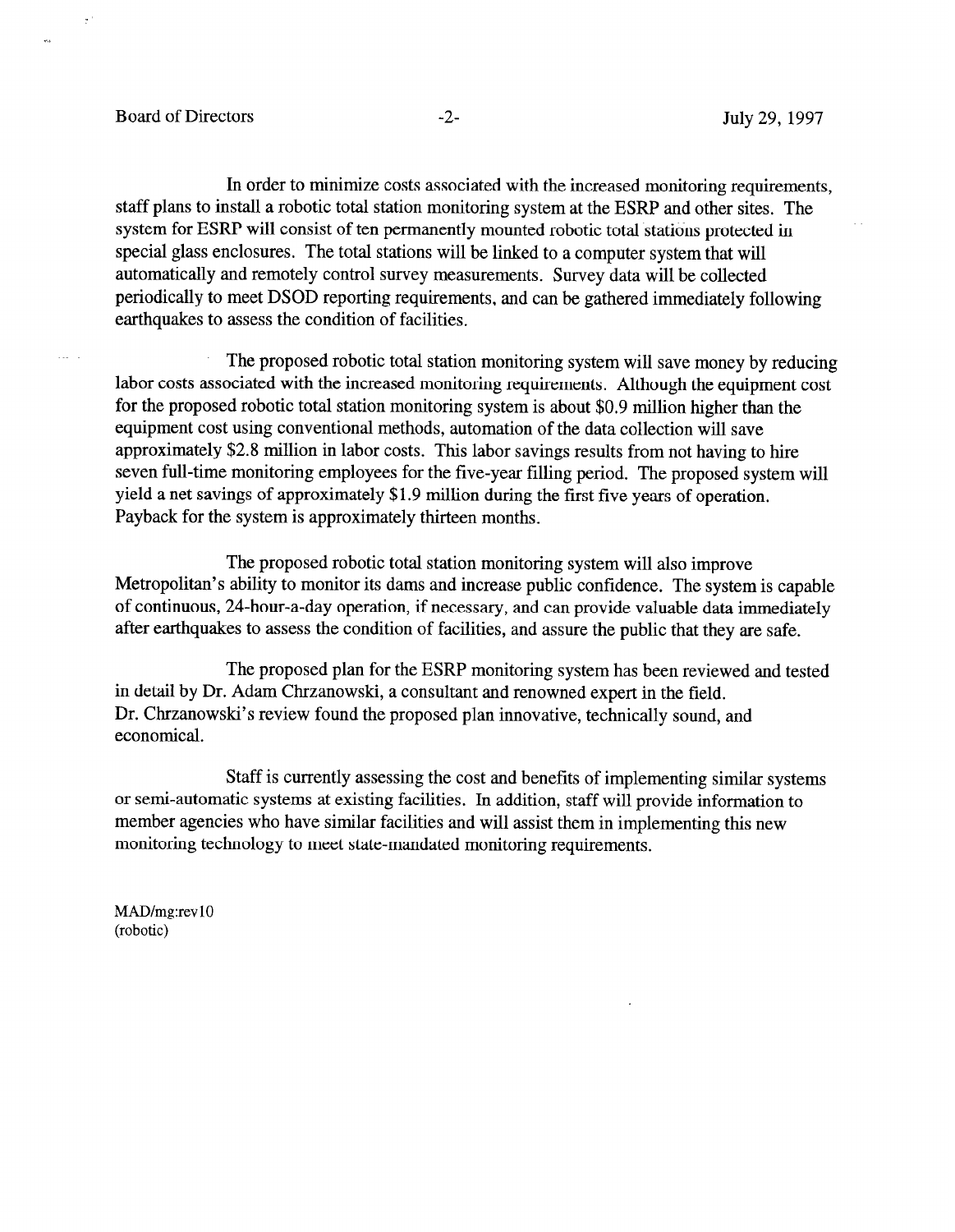In order to minimize costs associated with the increased monitoring requirements, staff plans to install a robotic total station monitoring system at the ESRP and other sites. The system for ESRP will consist of ten permanently mounted robotic total stations protected in special glass enclosures. The total stations will be linked to a computer system that will automatically and remotely control survey measurements. Survey data will be collected periodically to meet DSOD reporting requirements, and can be gathered immediately following earthquakes to assess the condition of facilities.

The proposed robotic total station monitoring system will save money by reducing labor costs associated with the increased monitoring requirements. Although the equipment cost for the proposed robotic total station monitoring system is about $0.9 million higher than the equipment cost using conventional methods, automation of the data collection will save approximately $2.8 million in labor costs. This labor savings results from not having to hire seven full-time monitoring employees for the five-year filling period. The proposed system will yield a net savings of approximately $1.9 million during the first five years of operation. Payback for the system is approximately thirteen months.

The proposed robotic total station monitoring system will also improve Metropolitan's ability to monitor its dams and increase public confidence. The system is capable of continuous, 24-hour-a-day operation, if necessary, and can provide valuable data immediately after earthquakes to assess the condition of facilities, and assure the public that they are safe.

The proposed plan for the ESRP monitoring system has been reviewed and tested in detail by Dr. Adam Chrzanowski, a consultant and renowned expert in the field. Dr. Chrzanowski's review found the proposed plan innovative, technically sound, and economical.

Staff is currently assessing the cost and benefits of implementing similar systems or semi-automatic systems at existing facilities. In addition, staff will provide information to member agencies who have similar facilities and will assist them in implementing this new monitoring technology to meet state-mandated monitoring requirements.

MAD/mg:rev10
(robotic)